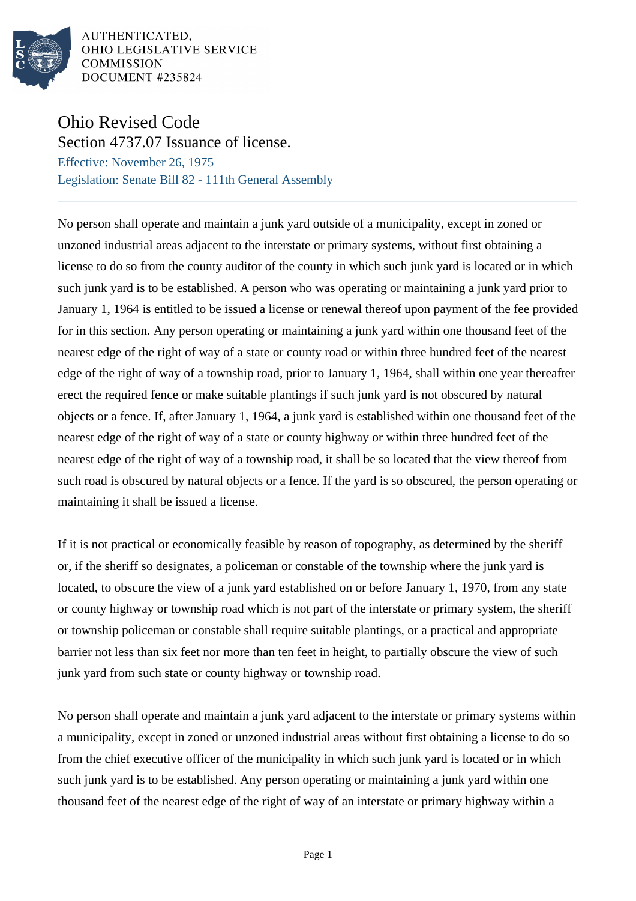AUTHENTICATED,
OHIO LEGISLATIVE SERVICE
COMMISSION
DOCUMENT #235824

# Ohio Revised Code

## Section 4737.07 Issuance of license.

Effective: November 26, 1975

Legislation: Senate Bill 82 - 111th General Assembly

No person shall operate and maintain a junk yard outside of a municipality, except in zoned or unzoned industrial areas adjacent to the interstate or primary systems, without first obtaining a license to do so from the county auditor of the county in which such junk yard is located or in which such junk yard is to be established. A person who was operating or maintaining a junk yard prior to January 1, 1964 is entitled to be issued a license or renewal thereof upon payment of the fee provided for in this section. Any person operating or maintaining a junk yard within one thousand feet of the nearest edge of the right of way of a state or county road or within three hundred feet of the nearest edge of the right of way of a township road, prior to January 1, 1964, shall within one year thereafter erect the required fence or make suitable plantings if such junk yard is not obscured by natural objects or a fence. If, after January 1, 1964, a junk yard is established within one thousand feet of the nearest edge of the right of way of a state or county highway or within three hundred feet of the nearest edge of the right of way of a township road, it shall be so located that the view thereof from such road is obscured by natural objects or a fence. If the yard is so obscured, the person operating or maintaining it shall be issued a license.

If it is not practical or economically feasible by reason of topography, as determined by the sheriff or, if the sheriff so designates, a policeman or constable of the township where the junk yard is located, to obscure the view of a junk yard established on or before January 1, 1970, from any state or county highway or township road which is not part of the interstate or primary system, the sheriff or township policeman or constable shall require suitable plantings, or a practical and appropriate barrier not less than six feet nor more than ten feet in height, to partially obscure the view of such junk yard from such state or county highway or township road.

No person shall operate and maintain a junk yard adjacent to the interstate or primary systems within a municipality, except in zoned or unzoned industrial areas without first obtaining a license to do so from the chief executive officer of the municipality in which such junk yard is located or in which such junk yard is to be established. Any person operating or maintaining a junk yard within one thousand feet of the nearest edge of the right of way of an interstate or primary highway within a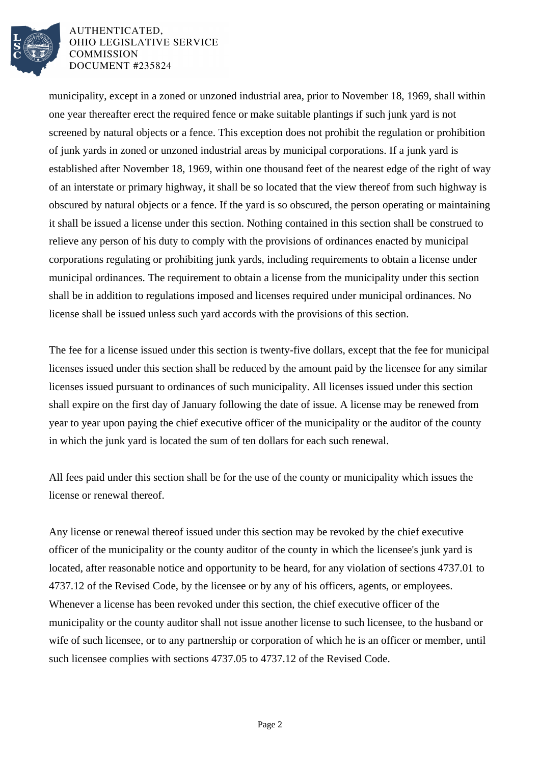municipality, except in a zoned or unzoned industrial area, prior to November 18, 1969, shall within one year thereafter erect the required fence or make suitable plantings if such junk yard is not screened by natural objects or a fence. This exception does not prohibit the regulation or prohibition of junk yards in zoned or unzoned industrial areas by municipal corporations. If a junk yard is established after November 18, 1969, within one thousand feet of the nearest edge of the right of way of an interstate or primary highway, it shall be so located that the view thereof from such highway is obscured by natural objects or a fence. If the yard is so obscured, the person operating or maintaining it shall be issued a license under this section. Nothing contained in this section shall be construed to relieve any person of his duty to comply with the provisions of ordinances enacted by municipal corporations regulating or prohibiting junk yards, including requirements to obtain a license under municipal ordinances. The requirement to obtain a license from the municipality under this section shall be in addition to regulations imposed and licenses required under municipal ordinances. No license shall be issued unless such yard accords with the provisions of this section.

The fee for a license issued under this section is twenty-five dollars, except that the fee for municipal licenses issued under this section shall be reduced by the amount paid by the licensee for any similar licenses issued pursuant to ordinances of such municipality. All licenses issued under this section shall expire on the first day of January following the date of issue. A license may be renewed from year to year upon paying the chief executive officer of the municipality or the auditor of the county in which the junk yard is located the sum of ten dollars for each such renewal.

All fees paid under this section shall be for the use of the county or municipality which issues the license or renewal thereof.

Any license or renewal thereof issued under this section may be revoked by the chief executive officer of the municipality or the county auditor of the county in which the licensee's junk yard is located, after reasonable notice and opportunity to be heard, for any violation of sections 4737.01 to 4737.12 of the Revised Code, by the licensee or by any of his officers, agents, or employees. Whenever a license has been revoked under this section, the chief executive officer of the municipality or the county auditor shall not issue another license to such licensee, to the husband or wife of such licensee, or to any partnership or corporation of which he is an officer or member, until such licensee complies with sections 4737.05 to 4737.12 of the Revised Code.